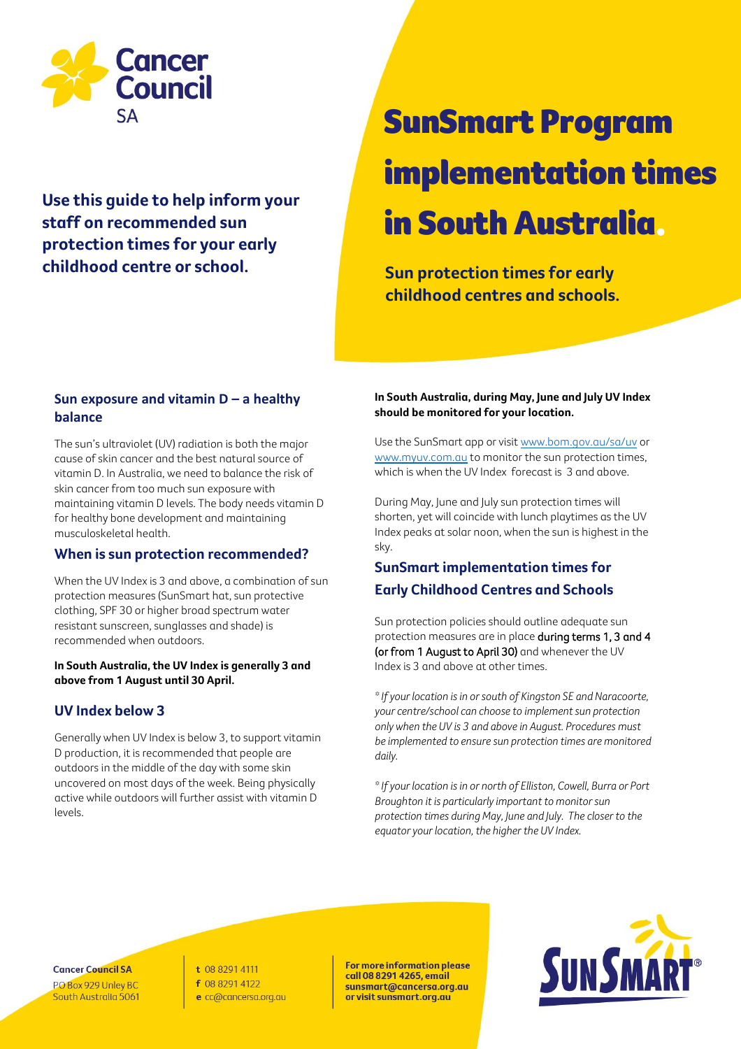Cancer Council SA

Use this guide to help inform your staff on recommended sun protection times for your early childhood centre or school.

# SunSmart Program implementation times in South Australia.

**Sun protection times for early childhood centres and schools.**

## Sun exposure and vitamin D – a healthy balance

The sun's ultraviolet (UV) radiation is both the major cause of skin cancer and the best natural source of vitamin D. In Australia, we need to balance the risk of skin cancer from too much sun exposure with maintaining vitamin D levels. The body needs vitamin D for healthy bone development and maintaining musculoskeletal health.

## When is sun protection recommended?

When the UV Index is 3 and above, a combination of sun protection measures (SunSmart hat, sun protective clothing, SPF 30 or higher broad spectrum water resistant sunscreen, sunglasses and shade) is recommended when outdoors.

**In South Australia, the UV Index is generally 3 and above from 1 August until 30 April.**

## UV Index below 3

Generally when UV Index is below 3, to support vitamin D production, it is recommended that people are outdoors in the middle of the day with some skin uncovered on most days of the week. Being physically active while outdoors will further assist with vitamin D levels.

**In South Australia, during May, June and July UV Index should be monitored for your location.**

Use the SunSmart app or visit www.bom.gov.au/sa/uv or www.myuv.com.au to monitor the sun protection times, which is when the UV Index forecast is 3 and above.

During May, June and July sun protection times will shorten, yet will coincide with lunch playtimes as the UV Index peaks at solar noon, when the sun is highest in the sky.

## SunSmart implementation times for Early Childhood Centres and Schools

Sun protection policies should outline adequate sun protection measures are in place during terms 1, 3 and 4 (or from 1 August to April 30) and whenever the UV Index is 3 and above at other times.

*\* If your location is in or south of Kingston SE and Naracoorte, your centre/school can choose to implement sun protection only when the UV is 3 and above in August. Procedures must be implemented to ensure sun protection times are monitored daily.*

*\* If your location is in or north of Elliston, Cowell, Burra or Port Broughton it is particularly important to monitor sun protection times during May, June and July. The closer to the equator your location, the higher the UV Index.*

**Cancer Council SA**
PO Box 929 Unley BC
South Australia 5061

t 08 8291 4111
f 08 8291 4122
e cc@cancersa.org.au

**For more information please call 08 8291 4265, email sunsmart@cancersa.org.au or visit sunsmart.org.au**

SunSmart®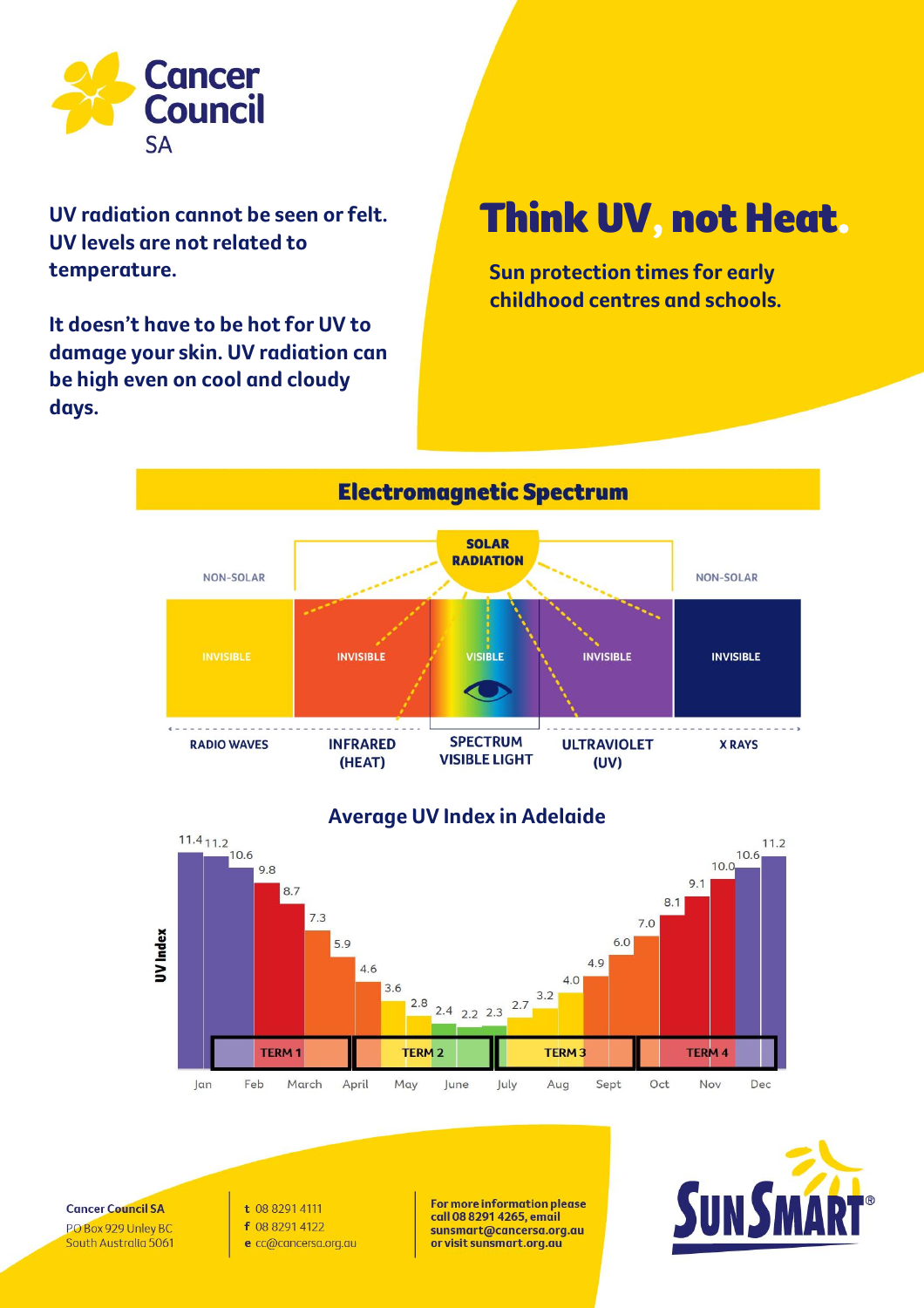Cancer Council SA

UV radiation cannot be seen or felt. UV levels are not related to temperature.

It doesn't have to be hot for UV to damage your skin. UV radiation can be high even on cool and cloudy days.

# Think UV, not Heat.

**Sun protection times for early childhood centres and schools.**

## Electromagnetic Spectrum

| NON-SOLAR | SOLAR RADIATION | | | NON-SOLAR |
|---|---|---|---|---|
| INVISIBLE | INVISIBLE | VISIBLE | INVISIBLE | INVISIBLE |
| RADIO WAVES | INFRARED (HEAT) | SPECTRUM VISIBLE LIGHT | ULTRAVIOLET (UV) | X RAYS |

## Average UV Index in Adelaide

| Period | UV Index |
|---|---|
| Jan | 11.4 |
| Jan | 11.2 |
| Feb | 10.6 |
| Feb | 9.8 |
| March | 8.7 |
| March | 7.3 |
| April | 5.9 |
| April | 4.6 |
| May | 3.6 |
| May | 2.8 |
| June | 2.4 |
| June | 2.2 |
| July | 2.3 |
| July | 2.7 |
| Aug | 3.2 |
| Aug | 4.0 |
| Sept | 4.9 |
| Sept | 6.0 |
| Oct | 7.0 |
| Oct | 8.1 |
| Nov | 9.1 |
| Nov | 10.0 |
| Dec | 10.6 |
| Dec | 11.2 |

TERM 1 · TERM 2 · TERM 3 · TERM 4

**Cancer Council SA**
PO Box 929 Unley BC
South Australia 5061

t 08 8291 4111
f 08 8291 4122
e cc@cancersa.org.au

**For more information please call 08 8291 4265, email sunsmart@cancersa.org.au or visit sunsmart.org.au**

SunSmart®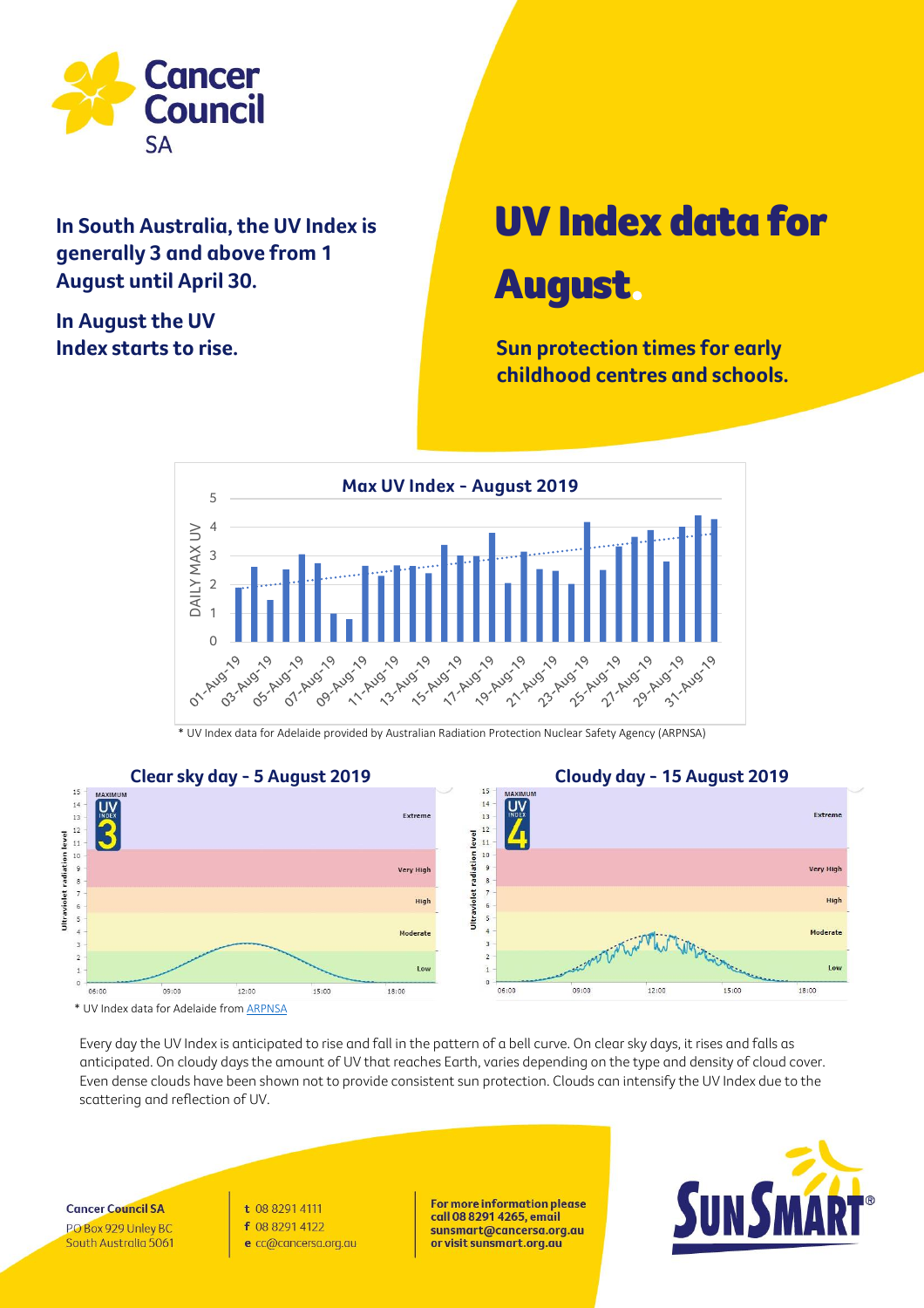Cancer Council SA

**In South Australia, the UV Index is generally 3 and above from 1 August until April 30.**

**In August the UV Index starts to rise.**

# UV Index data for August.

**Sun protection times for early childhood centres and schools.**

**Max UV Index - August 2019**

\* UV Index data for Adelaide provided by Australian Radiation Protection Nuclear Safety Agency (ARPNSA)

**Clear sky day - 5 August 2019**

**Cloudy day - 15 August 2019**

\* UV Index data for Adelaide from ARPNSA

Every day the UV Index is anticipated to rise and fall in the pattern of a bell curve. On clear sky days, it rises and falls as anticipated. On cloudy days the amount of UV that reaches Earth, varies depending on the type and density of cloud cover. Even dense clouds have been shown not to provide consistent sun protection. Clouds can intensify the UV Index due to the scattering and reflection of UV.

**Cancer Council SA**
PO Box 929 Unley BC
South Australia 5061

t 08 8291 4111
f 08 8291 4122
e cc@cancersa.org.au

**For more information please call 08 8291 4265, email sunsmart@cancersa.org.au or visit sunsmart.org.au**

SunSmart®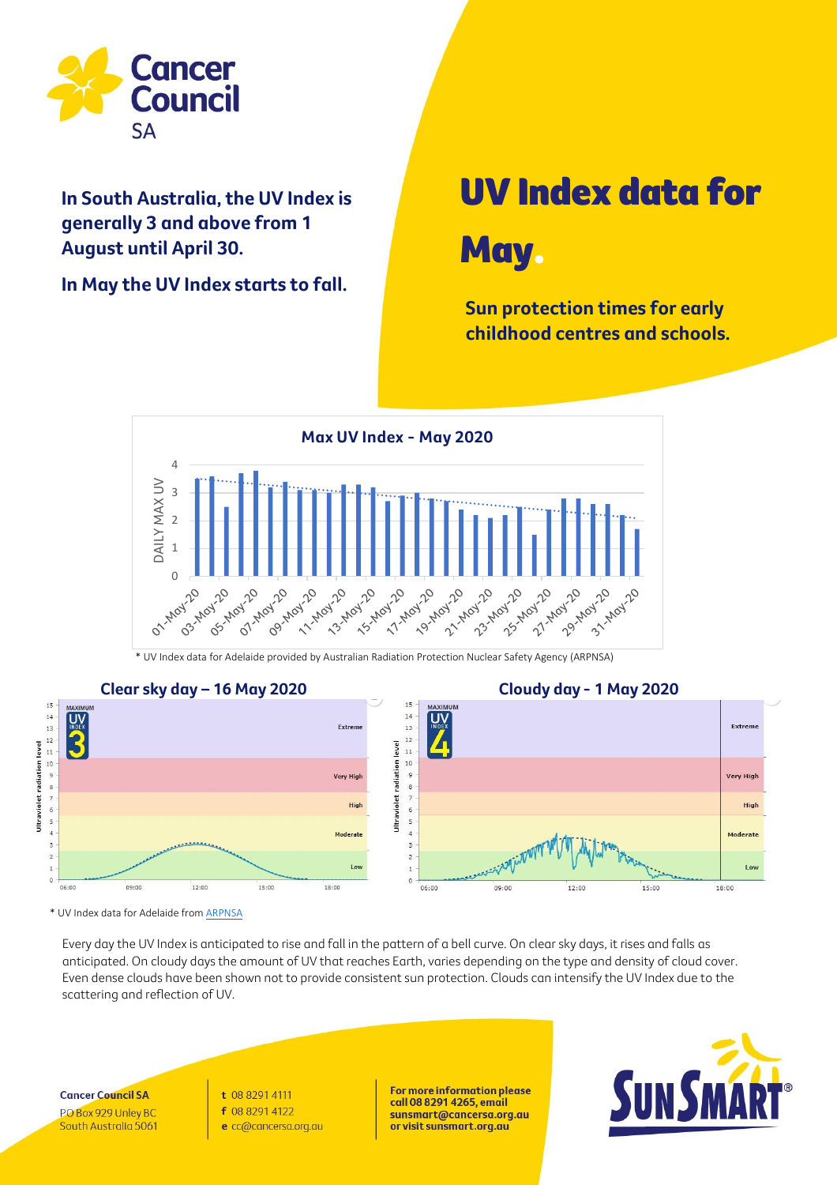Cancer Council SA

**In South Australia, the UV Index is generally 3 and above from 1 August until April 30.**

**In May the UV Index starts to fall.**

# UV Index data for May.

**Sun protection times for early childhood centres and schools.**

## Max UV Index - May 2020

\* UV Index data for Adelaide provided by Australian Radiation Protection Nuclear Safety Agency (ARPNSA)

### Clear sky day – 16 May 2020

### Cloudy day - 1 May 2020

\* UV Index data for Adelaide from ARPNSA

Every day the UV Index is anticipated to rise and fall in the pattern of a bell curve. On clear sky days, it rises and falls as anticipated. On cloudy days the amount of UV that reaches Earth, varies depending on the type and density of cloud cover. Even dense clouds have been shown not to provide consistent sun protection. Clouds can intensify the UV Index due to the scattering and reflection of UV.

**Cancer Council SA**
PO Box 929 Unley BC
South Australia 5061

t 08 8291 4111
f 08 8291 4122
e cc@cancersa.org.au

**For more information please call 08 8291 4265, email sunsmart@cancersa.org.au or visit sunsmart.org.au**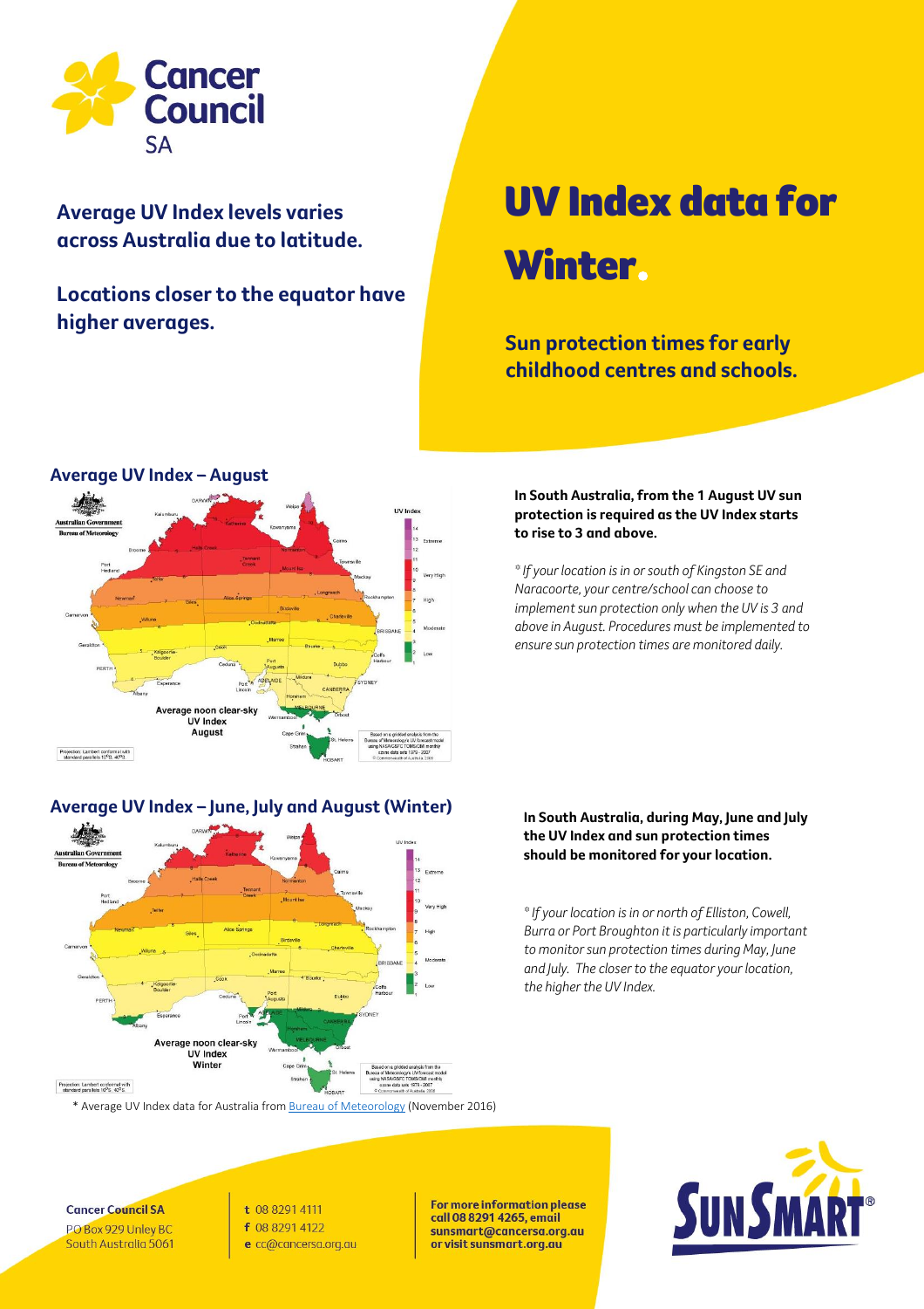Cancer Council SA

# UV Index data for Winter.

## Sun protection times for early childhood centres and schools.

**Average UV Index levels varies across Australia due to latitude.**

**Locations closer to the equator have higher averages.**

### Average UV Index – August

**In South Australia, from the 1 August UV sun protection is required as the UV Index starts to rise to 3 and above.**

*\* If your location is in or south of Kingston SE and Naracoorte, your centre/school can choose to implement sun protection only when the UV is 3 and above in August. Procedures must be implemented to ensure sun protection times are monitored daily.*

### Average UV Index – June, July and August (Winter)

**In South Australia, during May, June and July the UV Index and sun protection times should be monitored for your location.**

*\* If your location is in or north of Elliston, Cowell, Burra or Port Broughton it is particularly important to monitor sun protection times during May, June and July. The closer to the equator your location, the higher the UV Index.*

\* Average UV Index data for Australia from Bureau of Meteorology (November 2016)

**Cancer Council SA**
PO Box 929 Unley BC
South Australia 5061

t 08 8291 4111
f 08 8291 4122
e cc@cancersa.org.au

**For more information please call 08 8291 4265, email sunsmart@cancersa.org.au or visit sunsmart.org.au**

SunSmart®